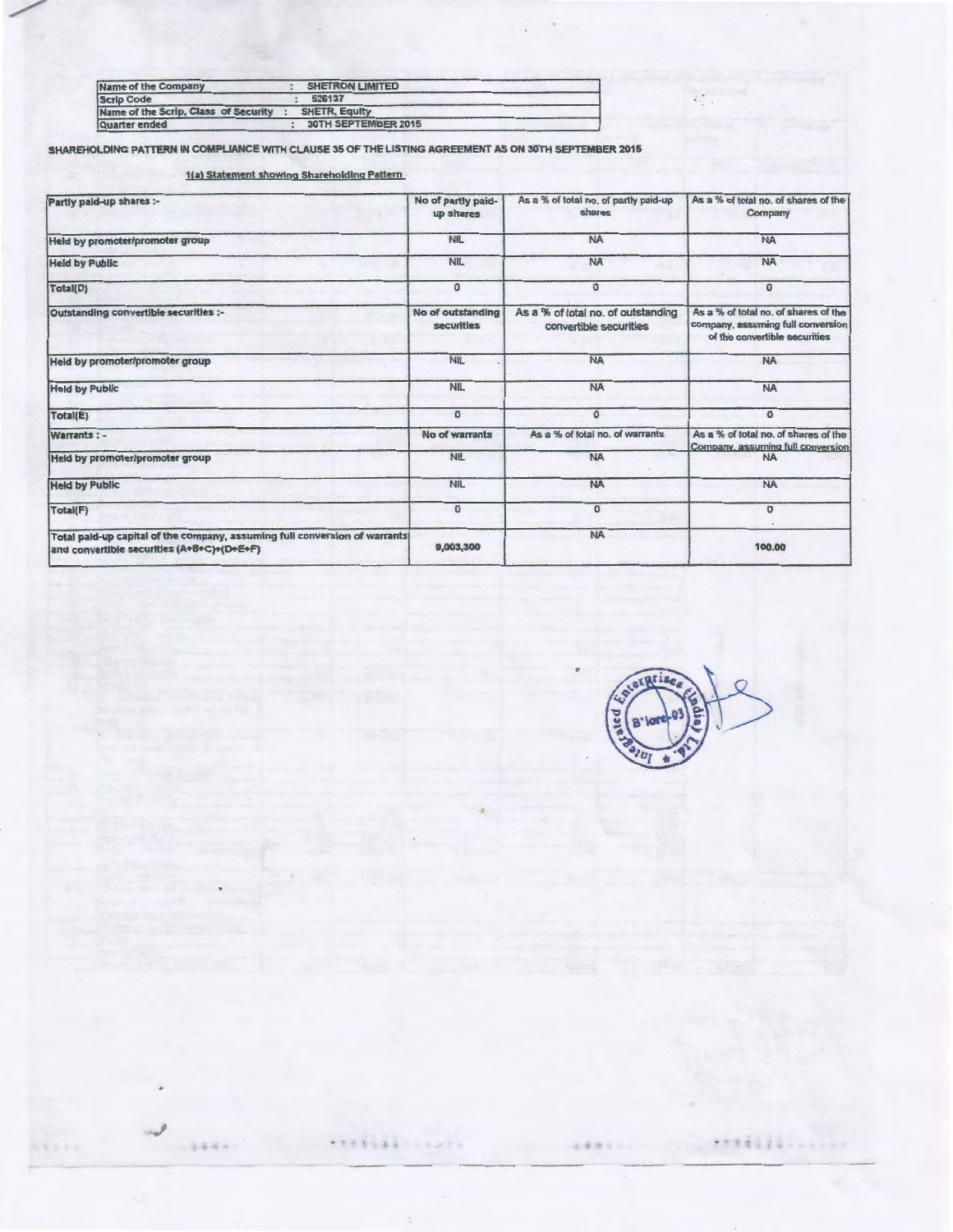| Name of the Company | : | SHETRON LIMITED |
|---|---|---|
| Scrip Code | : | 526137 |
| Name of the Scrip, Class of Security | : | SHETR, Equity |
| Quarter ended | : | 30TH SEPTEMBER 2015 |

SHAREHOLDING PATTERN IN COMPLIANCE WITH CLAUSE 35 OF THE LISTING AGREEMENT AS ON 30TH SEPTEMBER 2015

1(a) Statement showing Shareholding Pattern

| Partly paid-up shares :- | No of partly paid-up shares | As a % of total no. of partly paid-up shares | As a % of total no. of shares of the Company |
|---|---|---|---|
| Held by promoter/promoter group | NIL | NA | NA |
| Held by Public | NIL | NA | NA |
| Total(D) | 0 | 0 | 0 |
| Outstanding convertible securities :- | No of outstanding securities | As a % of total no. of outstanding convertible securities | As a % of total no. of shares of the company, assuming full conversion of the convertible securities |
| Held by promoter/promoter group | NIL | NA | NA |
| Held by Public | NIL | NA | NA |
| Total(E) | 0 | 0 | 0 |
| Warrants : - | No of warrants | As a % of total no. of warrants | As a % of total no. of shares of the Company, assuming full conversion |
| Held by promoter/promoter group | NIL | NA | NA |
| Held by Public | NIL | NA | NA |
| Total(F) | 0 | 0 | 0 |
| Total paid-up capital of the company, assuming full conversion of warrants and convertible securities (A+B+C)+(D+E+F) | 9,003,300 | NA | 100.00 |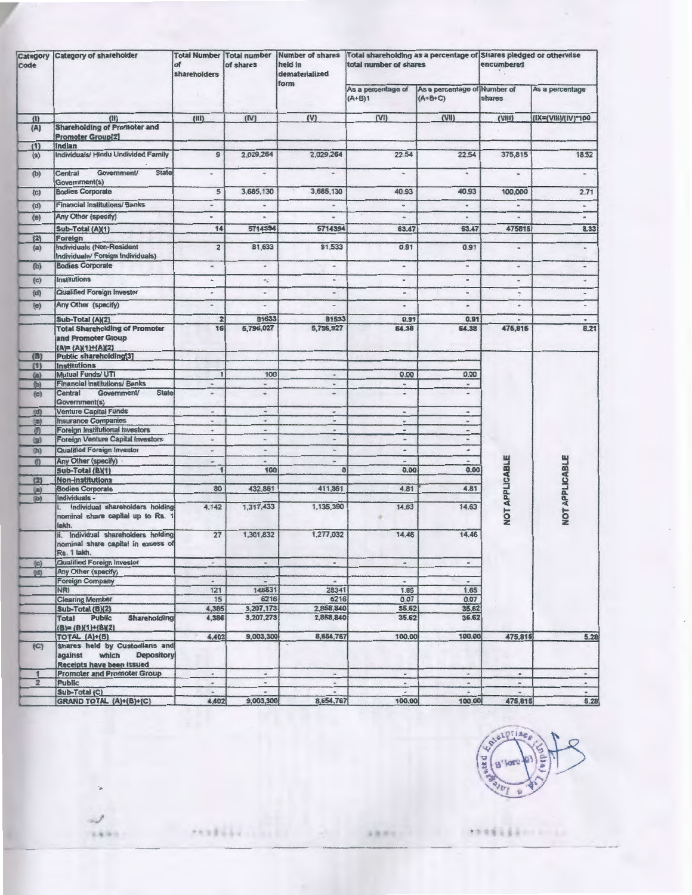| Category code | Category of shareholder | Total Number of shareholders | Total number of shares | Number of shares held in dematerialized form | Total shareholding as a percentage of total number of shares | | Shares pledged or otherwise encumbered | |
|---|---|---|---|---|---|---|---|---|
| | | | | | As a percentage of (A+B)1 | As a percentage of (A+B+C) | Number of shares | As a percentage |
| (I) | (II) | (III) | (IV) | (V) | (VI) | (VII) | (VIII) | (IX)=(VIII)/(IV)*100 |
| (A) | Shareholding of Promoter and Promoter Group[2] | | | | | | | |
| (1) | Indian | | | | | | | |
| (a) | Individuals/ Hindu Undivided Family | 9 | 2,029,264 | 2,029,264 | 22.54 | 22.54 | 375,815 | 18.52 |
| (b) | Central Government/ State Government(s) | - | - | - | - | - | - | - |
| (c) | Bodies Corporate | 5 | 3,685,130 | 3,685,130 | 40.93 | 40.93 | 100,000 | 2.71 |
| (d) | Financial Institutions/ Banks | - | - | - | - | - | - | - |
| (e) | Any Other (specify) | - | - | - | - | - | - | - |
| | Sub-Total (A)(1) | 14 | 5714394 | 5714394 | 63.47 | 63.47 | 475815 | 8.33 |
| (2) | Foreign | | | | | | | |
| (a) | Individuals (Non-Resident Individuals/ Foreign Individuals) | 2 | 81,633 | 81,533 | 0.91 | 0.91 | - | - |
| (b) | Bodies Corporate | - | - | - | - | - | - | - |
| (c) | Institutions | - | - | - | - | - | - | - |
| (d) | Qualified Foreign Investor | - | - | - | - | - | - | - |
| (e) | Any Other (specify) | - | - | - | - | - | - | - |
| | Sub-Total (A)(2) | 2 | 81633 | 81533 | 0.91 | 0.91 | - | - |
| | Total Shareholding of Promoter and Promoter Group (A)= (A)(1)+(A)(2) | 16 | 5,796,027 | 5,795,927 | 64.38 | 64.38 | 475,815 | 8.21 |
| (B) | Public shareholding[3] | | | | | | NOT APPLICABLE | NOT APPLICABLE |
| (1) | Institutions | | | | | | | |
| (a) | Mutual Funds/ UTI | 1 | 100 | - | 0.00 | 0.00 | | |
| (b) | Financial Institutions/ Banks | - | - | - | - | - | | |
| (c) | Central Government/ State Government(s) | - | - | - | - | - | | |
| (d) | Venture Capital Funds | - | - | - | - | - | | |
| (e) | Insurance Companies | - | - | - | - | - | | |
| (f) | Foreign Institutional Investors | - | - | - | - | - | | |
| (g) | Foreign Venture Capital Investors | - | - | - | - | - | | |
| (h) | Qualified Foreign Investor | - | - | - | - | - | | |
| (i) | Any Other (specify) | - | - | - | - | - | | |
| | Sub-Total (B)(1) | 1 | 100 | 0 | 0.00 | 0.00 | | |
| (2) | Non-institutions | | | | | | | |
| (a) | Bodies Corporate | 80 | 432,861 | 411,361 | 4.81 | 4.81 | | |
| (b) | Individuals - | | | | | | | |
| | i. Individual shareholders holding nominal share capital up to Rs. 1 lakh. | 4,142 | 1,317,433 | 1,135,390 | 14.63 | 14.63 | | |
| | ii. Individual shareholders holding nominal share capital in excess of Rs. 1 lakh. | 27 | 1,301,832 | 1,277,032 | 14.46 | 14.46 | | |
| (c) | Qualified Foreign Investor | - | - | - | - | - | | |
| (d) | Any Other (specify) | | | | | | | |
| | Foreign Company | - | - | - | - | - | | |
| | NRI | 121 | 148831 | 28341 | 1.65 | 1.65 | | |
| | Clearing Member | 15 | 6216 | 6216 | 0.07 | 0.07 | | |
| | Sub-Total (B)(2) | 4,385 | 3,207,173 | 2,858,840 | 35.62 | 35.62 | | |
| | Total Public Shareholding (B)= (B)(1)+(B)(2) | 4,386 | 3,207,273 | 2,858,840 | 35.62 | 35.62 | | |
| | TOTAL (A)+(B) | 4,402 | 9,003,300 | 8,654,767 | 100.00 | 100.00 | 475,815 | 5.28 |
| (C) | Shares held by Custodians and against which Depository Receipts have been issued | | | | | | | |
| 1 | Promoter and Promoter Group | - | - | - | - | - | - | - |
| 2 | Public | - | - | - | - | - | - | - |
| | Sub-Total (C) | - | - | - | - | - | - | - |
| | GRAND TOTAL (A)+(B)+(C) | 4,402 | 9,003,300 | 8,654,767 | 100.00 | 100.00 | 475,815 | 5.28 |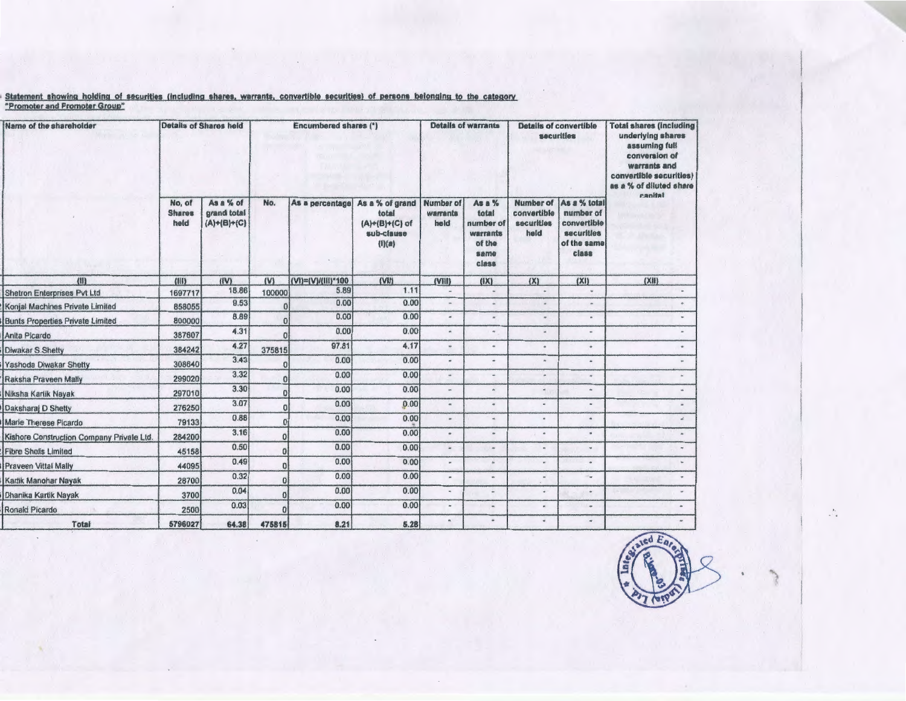**Statement showing holding of securities (including shares, warrants, convertible securities) of persons belonging to the category "Promoter and Promoter Group"**

| Sr. No. | Name of the shareholder | Details of Shares held | | Encumbered shares (*) | | | Details of warrants | | Details of convertible securities | | Total shares (including underlying shares assuming full conversion of warrants and convertible securities) as a % of diluted share capital |
|---|---|---|---|---|---|---|---|---|---|---|---|
| | | No. of Shares held | As a % of grand total (A)+(B)+(C) | No. | As a percentage | As a % of grand total (A)+(B)+(C) of sub-clause (I)(a) | Number of warrants held | As a % total number of warrants of the same class | Number of convertible securities held | As a % total number of convertible securities of the same class | |
| (I) | (II) | (III) | (IV) | (V) | (VI)=(V)/(III)*100 | (VII) | (VIII) | (IX) | (X) | (XI) | (XII) |
| 1 | Shetron Enterprises Pvt Ltd | 1697717 | 18.86 | 100000 | 5.89 | 1.11 | - | - | - | - | - |
| 2 | Konjal Machines Private Limited | 858055 | 9.53 | 0 | 0.00 | 0.00 | - | - | - | - | - |
| 3 | Bunts Properties Private Limited | 800000 | 8.89 | 0 | 0.00 | 0.00 | - | - | - | - | - |
| 4 | Anita Picardo | 387607 | 4.31 | 0 | 0.00 | 0.00 | - | - | - | - | - |
| 5 | Diwakar S Shetty | 384242 | 4.27 | 375815 | 97.81 | 4.17 | - | - | - | - | - |
| 6 | Yashoda Diwakar Shetty | 308640 | 3.43 | 0 | 0.00 | 0.00 | - | - | - | - | - |
| 7 | Raksha Praveen Mally | 299020 | 3.32 | 0 | 0.00 | 0.00 | - | - | - | - | - |
| 8 | Niksha Kartik Nayak | 297010 | 3.30 | 0 | 0.00 | 0.00 | - | - | - | - | - |
| 9 | Daksharaj D Shetty | 276250 | 3.07 | 0 | 0.00 | 0.00 | - | - | - | - | - |
| 10 | Marie Therese Picardo | 79133 | 0.88 | 0 | 0.00 | 0.00 | - | - | - | - | - |
| 11 | Kishore Construction Company Private Ltd. | 284200 | 3.16 | 0 | 0.00 | 0.00 | - | - | - | - | - |
| 12 | Fibre Shells Limited | 45158 | 0.50 | 0 | 0.00 | 0.00 | - | - | - | - | - |
| 13 | Praveen Vittal Mally | 44095 | 0.49 | 0 | 0.00 | 0.00 | - | - | - | - | - |
| 14 | Kartik Manohar Nayak | 28700 | 0.32 | 0 | 0.00 | 0.00 | - | - | - | - | - |
| 15 | Dhanika Kartik Nayak | 3700 | 0.04 | 0 | 0.00 | 0.00 | - | - | - | - | - |
| 16 | Ronald Picardo | 2500 | 0.03 | 0 | 0.00 | 0.00 | - | - | - | - | - |
| | **Total** | 5796027 | 64.38 | 475815 | 8.21 | 5.28 | - | - | - | - | - |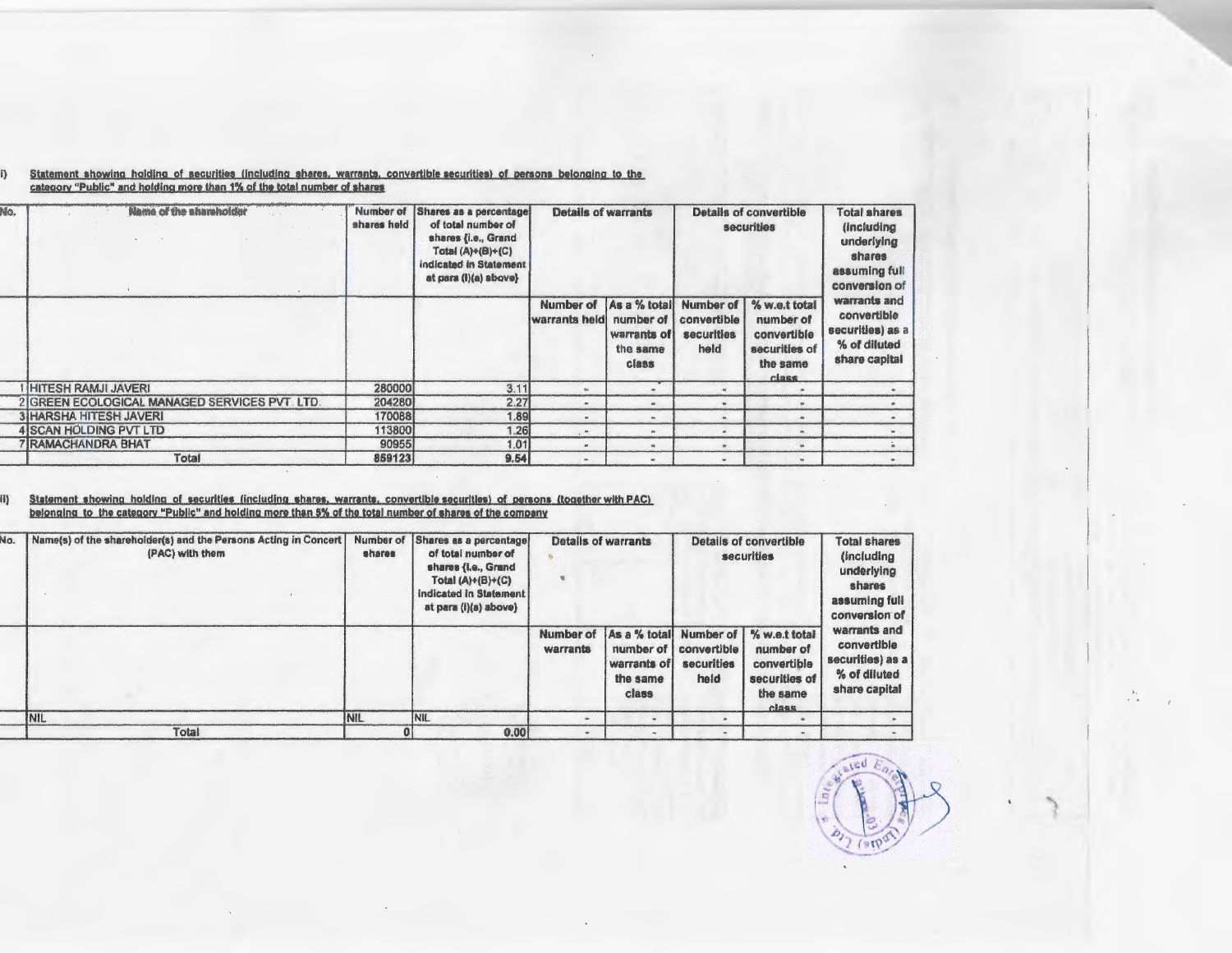(I) Statement showing holding of securities (including shares, warrants, convertible securities) of persons belonging to the category "Public" and holding more than 1% of the total number of shares

| No. | Name of the shareholder | Number of shares held | Shares as a percentage of total number of shares {i.e., Grand Total (A)+(B)+(C) indicated in Statement at para (I)(a) above} | Details of warrants | | Details of convertible securities | | Total shares (including underlying shares assuming full conversion of warrants and convertible securities) as a % of diluted share capital |
|---|---|---|---|---|---|---|---|---|
| | | | | Number of warrants held | As a % total number of warrants of the same class | Number of convertible securities held | % w.r.t total number of convertible securities of the same class | |
| 1 | HITESH RAMJI JAVERI | 280000 | 3.11 | - | - | - | - | - |
| 2 | GREEN ECOLOGICAL MANAGED SERVICES PVT. LTD. | 204280 | 2.27 | - | - | - | - | - |
| 3 | HARSHA HITESH JAVERI | 170088 | 1.89 | - | - | - | - | - |
| 4 | SCAN HOLDING PVT LTD | 113800 | 1.26 | - | - | - | - | - |
| 7 | RAMACHANDRA BHAT | 90955 | 1.01 | - | - | - | - | - |
| | Total | 859123 | 9.54 | - | - | - | - | - |

(II) Statement showing holding of securities (including shares, warrants, convertible securities) of persons (together with PAC) belonging to the category "Public" and holding more than 5% of the total number of shares of the company

| No. | Name(s) of the shareholder(s) and the Persons Acting in Concert (PAC) with them | Number of shares | Shares as a percentage of total number of shares {i.e., Grand Total (A)+(B)+(C) indicated in Statement at para (I)(a) above} | Details of warrants | | Details of convertible securities | | Total shares (including underlying shares assuming full conversion of warrants and convertible securities) as a % of diluted share capital |
|---|---|---|---|---|---|---|---|---|
| | | | | Number of warrants | As a % total number of warrants of the same class | Number of convertible securities held | % w.r.t total number of convertible securities of the same class | |
| | NIL | NIL | NIL | - | - | - | - | - |
| | Total | 0 | 0.00 | - | - | - | - | - |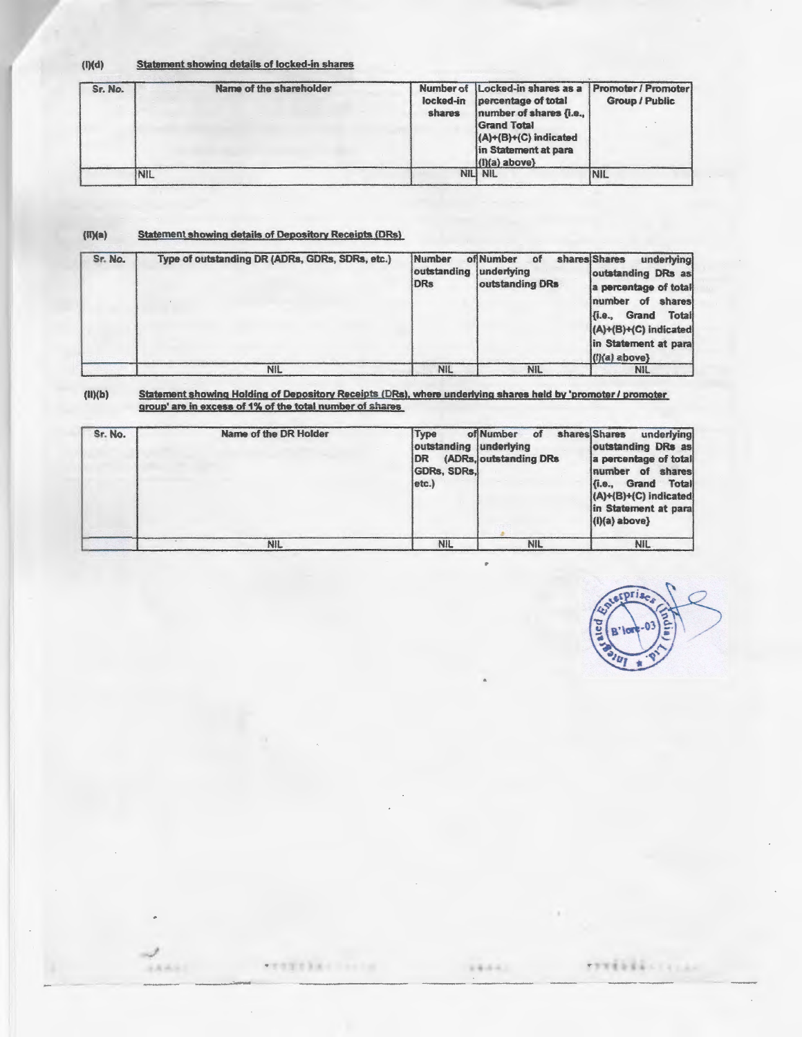**(I)(d) Statement showing details of locked-in shares**

| Sr. No. | Name of the shareholder | Number of locked-in shares | Locked-in shares as a percentage of total number of shares {i.e., Grand Total (A)+(B)+(C) indicated in Statement at para (I)(a) above} | Promoter / Promoter Group / Public |
|---|---|---|---|---|
| | NIL | NIL | NIL | NIL |

**(II)(a) Statement showing details of Depository Receipts (DRs)**

| Sr. No. | Type of outstanding DR (ADRs, GDRs, SDRs, etc.) | Number of outstanding DRs | Number of shares underlying outstanding DRs | Shares underlying outstanding DRs as a percentage of total number of shares {i.e., Grand Total (A)+(B)+(C) indicated in Statement at para (I)(a) above} |
|---|---|---|---|---|
| | NIL | NIL | NIL | NIL |

**(II)(b) Statement showing Holding of Depository Receipts (DRs), where underlying shares held by 'promoter / promoter group' are in excess of 1% of the total number of shares**

| Sr. No. | Name of the DR Holder | Type of outstanding DR (ADRs, GDRs, SDRs, etc.) | Number of shares underlying outstanding DRs | Shares underlying outstanding DRs as a percentage of total number of shares {i.e., Grand Total (A)+(B)+(C) indicated in Statement at para (I)(a) above} |
|---|---|---|---|---|
| | NIL | NIL | NIL | NIL |

Integrated Enterprises (India) Ltd. B'lore-03